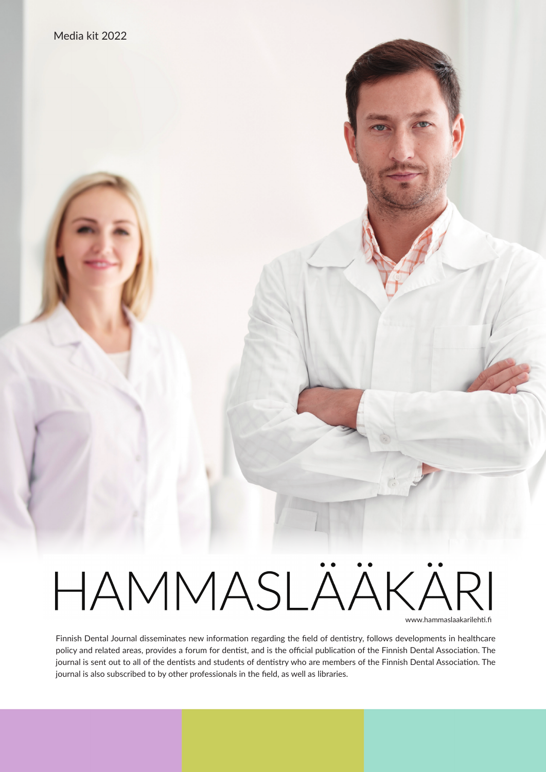Media kit 2022

# HAMMASLÄÄKÄRI

www.hammaslaakarilehti.fi

Finnish Dental Journal disseminates new information regarding the field of dentistry, follows developments in healthcare policy and related areas, provides a forum for dentist, and is the official publication of the Finnish Dental Association. The journal is sent out to all of the dentists and students of dentistry who are members of the Finnish Dental Association. The journal is also subscribed to by other professionals in the field, as well as libraries.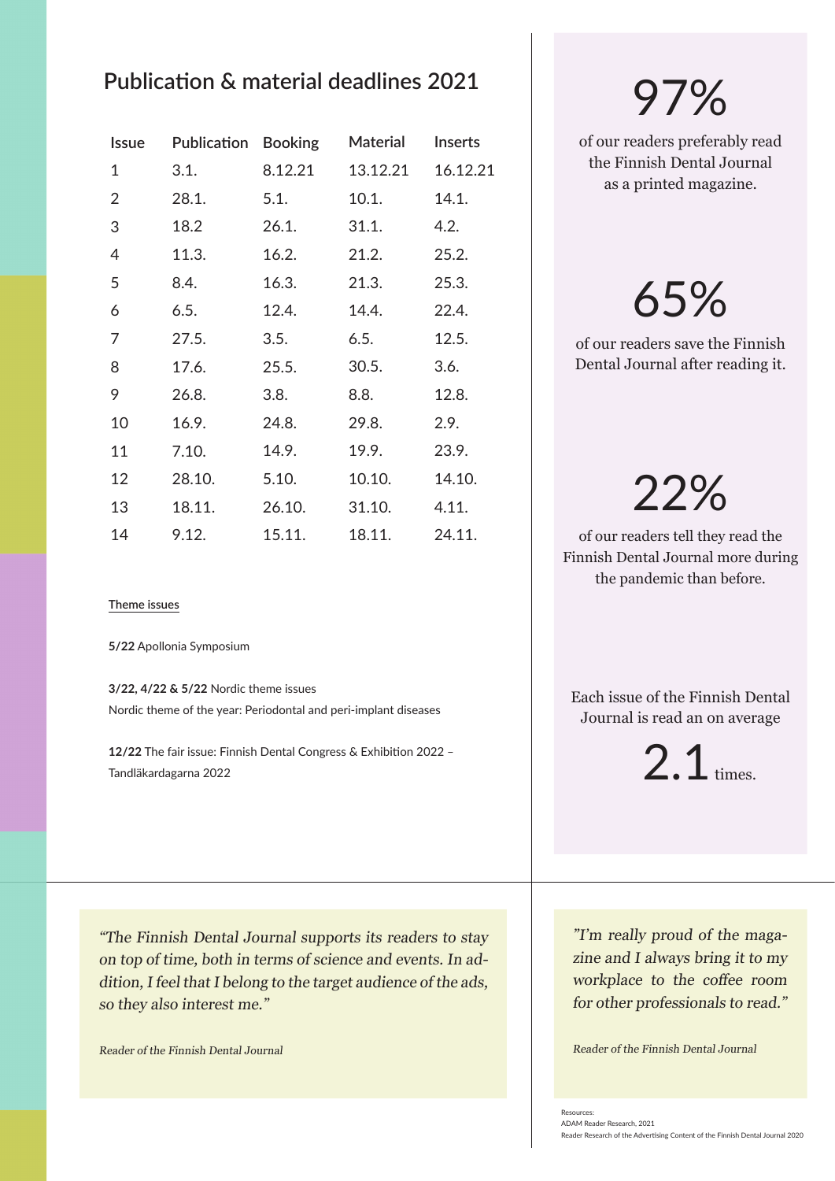## Publication & material deadlines 2021

| Issue | Publication | Booking | Material | Inserts |
|---|---|---|---|---|
| 1 | 3.1. | 8.12.21 | 13.12.21 | 16.12.21 |
| 2 | 28.1. | 5.1. | 10.1. | 14.1. |
| 3 | 18.2 | 26.1. | 31.1. | 4.2. |
| 4 | 11.3. | 16.2. | 21.2. | 25.2. |
| 5 | 8.4. | 16.3. | 21.3. | 25.3. |
| 6 | 6.5. | 12.4. | 14.4. | 22.4. |
| 7 | 27.5. | 3.5. | 6.5. | 12.5. |
| 8 | 17.6. | 25.5. | 30.5. | 3.6. |
| 9 | 26.8. | 3.8. | 8.8. | 12.8. |
| 10 | 16.9. | 24.8. | 29.8. | 2.9. |
| 11 | 7.10. | 14.9. | 19.9. | 23.9. |
| 12 | 28.10. | 5.10. | 10.10. | 14.10. |
| 13 | 18.11. | 26.10. | 31.10. | 4.11. |
| 14 | 9.12. | 15.11. | 18.11. | 24.11. |

**Theme issues**

**5/22** Apollonia Symposium

**3/22, 4/22 & 5/22** Nordic theme issues
Nordic theme of the year: Periodontal and peri-implant diseases

**12/22** The fair issue: Finnish Dental Congress & Exhibition 2022 – Tandläkardagarna 2022

# 97%

of our readers preferably read the Finnish Dental Journal as a printed magazine.

# 65%

of our readers save the Finnish Dental Journal after reading it.

# 22%

of our readers tell they read the Finnish Dental Journal more during the pandemic than before.

Each issue of the Finnish Dental Journal is read an on average

**2.1** times.

*"The Finnish Dental Journal supports its readers to stay on top of time, both in terms of science and events. In addition, I feel that I belong to the target audience of the ads, so they also interest me."*

*Reader of the Finnish Dental Journal*

*"I'm really proud of the magazine and I always bring it to my workplace to the coffee room for other professionals to read."*

*Reader of the Finnish Dental Journal*

Resources:
ADAM Reader Research, 2021
Reader Research of the Advertising Content of the Finnish Dental Journal 2020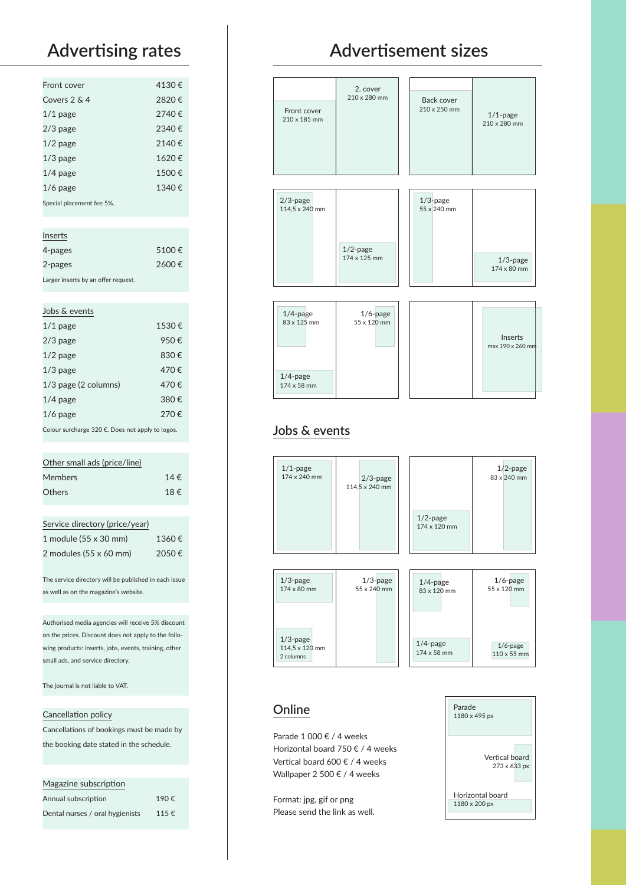# Advertising rates

| Front cover | 4130 € |
|---|---|
| Covers 2 & 4 | 2820 € |
| 1/1 page | 2740 € |
| 2/3 page | 2340 € |
| 1/2 page | 2140 € |
| 1/3 page | 1620 € |
| 1/4 page | 1500 € |
| 1/6 page | 1340 € |

Special placement fee 5%.

| Inserts | |
|---|---|
| 4-pages | 5100 € |
| 2-pages | 2600 € |

Larger inserts by an offer request.

| Jobs & events | |
|---|---|
| 1/1 page | 1530 € |
| 2/3 page | 950 € |
| 1/2 page | 830 € |
| 1/3 page | 470 € |
| 1/3 page (2 columns) | 470 € |
| 1/4 page | 380 € |
| 1/6 page | 270 € |

Colour surcharge 320 €. Does not apply to logos.

| Other small ads (price/line) | |
|---|---|
| Members | 14 € |
| Others | 18 € |

| Service directory (price/year) | |
|---|---|
| 1 module (55 x 30 mm) | 1360 € |
| 2 modules (55 x 60 mm) | 2050 € |

The service directory will be published in each issue as well as on the magazine's website.

Authorised media agencies will receive 5% discount on the prices. Discount does not apply to the following products: inserts, jobs, events, training, other small ads, and service directory.

The journal is not liable to VAT.

## Cancellation policy

Cancellations of bookings must be made by the booking date stated in the schedule.

| Magazine subscription | |
|---|---|
| Annual subscription | 190 € |
| Dental nurses / oral hygienists | 115 € |

# Advertisement sizes

- Front cover 210 x 185 mm
- 2. cover 210 x 280 mm
- Back cover 210 x 250 mm
- 1/1-page 210 x 280 mm
- 2/3-page 114,5 x 240 mm
- 1/2-page 174 x 125 mm
- 1/3-page 55 x 240 mm
- 1/3-page 174 x 80 mm
- 1/4-page 83 x 125 mm
- 1/6-page 55 x 120 mm
- 1/4-page 174 x 58 mm
- Inserts max 190 x 260 mm

## Jobs & events

- 1/1-page 174 x 240 mm
- 2/3-page 114,5 x 240 mm
- 1/2-page 174 x 120 mm
- 1/2-page 83 x 240 mm
- 1/3-page 174 x 80 mm
- 1/3-page 55 x 240 mm
- 1/3-page 114,5 x 120 mm 2 columns
- 1/4-page 83 x 120 mm
- 1/6-page 55 x 120 mm
- 1/4-page 174 x 58 mm
- 1/6-page 110 x 55 mm

## Online

Parade 1 000 € / 4 weeks
Horizontal board 750 € / 4 weeks
Vertical board 600 € / 4 weeks
Wallpaper 2 500 € / 4 weeks

Format: jpg, gif or png
Please send the link as well.

- Parade 1180 x 495 px
- Vertical board 273 x 633 px
- Horizontal board 1180 x 200 px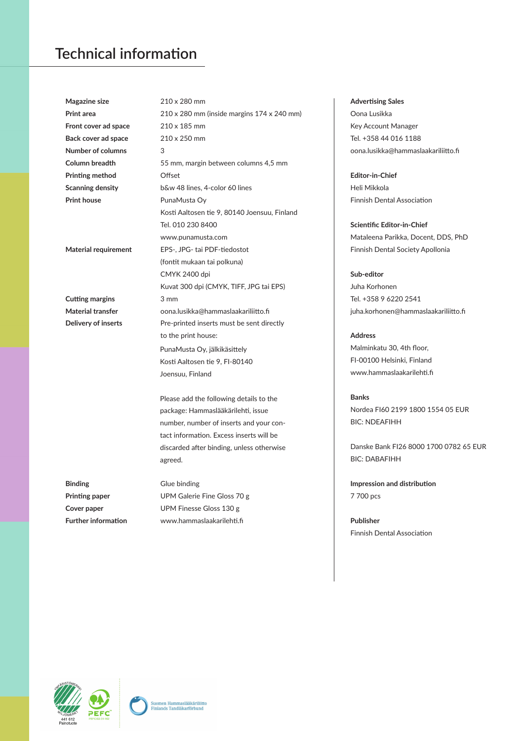## Technical information

| | |
|---|---|
| **Magazine size** | 210 x 280 mm |
| **Print area** | 210 x 280 mm (inside margins 174 x 240 mm) |
| **Front cover ad space** | 210 x 185 mm |
| **Back cover ad space** | 210 x 250 mm |
| **Number of columns** | 3 |
| **Column breadth** | 55 mm, margin between columns 4,5 mm |
| **Printing method** | Offset |
| **Scanning density** | b&w 48 lines, 4-color 60 lines |
| **Print house** | PunaMusta Oy<br>Kosti Aaltosen tie 9, 80140 Joensuu, Finland<br>Tel. 010 230 8400<br>www.punamusta.com |
| **Material requirement** | EPS-, JPG- tai PDF-tiedostot<br>(fontit mukaan tai polkuna)<br>CMYK 2400 dpi<br>Kuvat 300 dpi (CMYK, TIFF, JPG tai EPS) |
| **Cutting margins** | 3 mm |
| **Material transfer** | oona.lusikka@hammaslaakariliitto.fi |
| **Delivery of inserts** | Pre-printed inserts must be sent directly to the print house:<br>PunaMusta Oy, jälkikäsittely<br>Kosti Aaltosen tie 9, FI-80140<br>Joensuu, Finland<br><br>Please add the following details to the package: Hammaslääkärilehti, issue number, number of inserts and your contact information. Excess inserts will be discarded after binding, unless otherwise agreed. |
| **Binding** | Glue binding |
| **Printing paper** | UPM Galerie Fine Gloss 70 g |
| **Cover paper** | UPM Finesse Gloss 130 g |
| **Further information** | www.hammaslaakarilehti.fi |

**Advertising Sales**
Oona Lusikka
Key Account Manager
Tel. +358 44 016 1188
oona.lusikka@hammaslaakariliitto.fi

**Editor-in-Chief**
Heli Mikkola
Finnish Dental Association

**Scientific Editor-in-Chief**
Mataleena Parikka, Docent, DDS, PhD
Finnish Dental Society Apollonia

**Sub-editor**
Juha Korhonen
Tel. +358 9 6220 2541
juha.korhonen@hammaslaakariliitto.fi

**Address**
Malminkatu 30, 4th floor,
FI-00100 Helsinki, Finland
www.hammaslaakarilehti.fi

**Banks**
Nordea FI60 2199 1800 1554 05 EUR
BIC: NDEAFIHH

Danske Bank FI26 8000 1700 0782 65 EUR
BIC: DABAFIHH

**Impression and distribution**
7 700 pcs

**Publisher**
Finnish Dental Association

Suomen Hammaslääkäriliitto
Finlands Tandläkarförbund